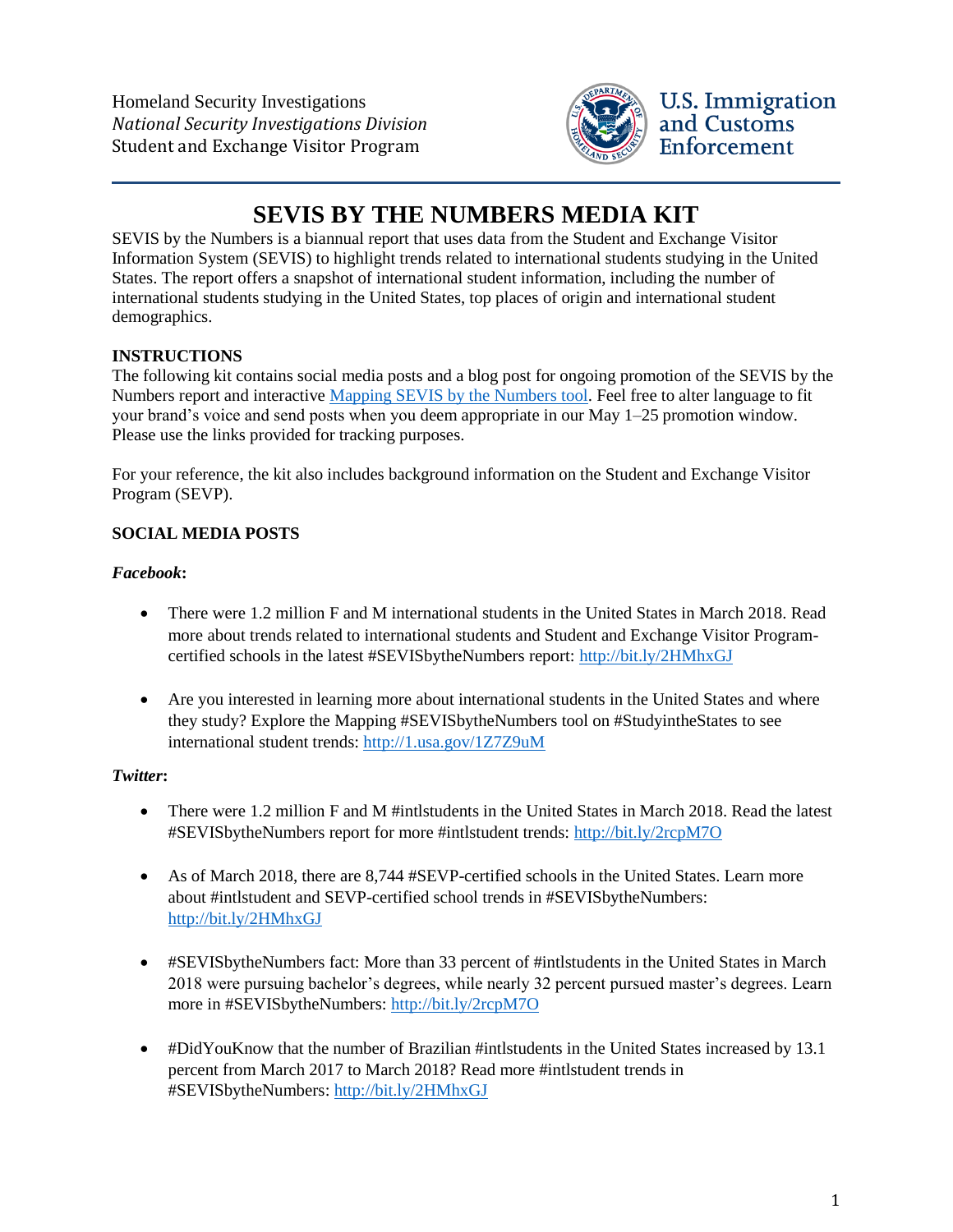Homeland Security Investigations
*National Security Investigations Division*
Student and Exchange Visitor Program

U.S. Immigration and Customs Enforcement

# SEVIS BY THE NUMBERS MEDIA KIT

SEVIS by the Numbers is a biannual report that uses data from the Student and Exchange Visitor Information System (SEVIS) to highlight trends related to international students studying in the United States. The report offers a snapshot of international student information, including the number of international students studying in the United States, top places of origin and international student demographics.

**INSTRUCTIONS**

The following kit contains social media posts and a blog post for ongoing promotion of the SEVIS by the Numbers report and interactive Mapping SEVIS by the Numbers tool. Feel free to alter language to fit your brand's voice and send posts when you deem appropriate in our May 1–25 promotion window. Please use the links provided for tracking purposes.

For your reference, the kit also includes background information on the Student and Exchange Visitor Program (SEVP).

**SOCIAL MEDIA POSTS**

***Facebook*:**

- There were 1.2 million F and M international students in the United States in March 2018. Read more about trends related to international students and Student and Exchange Visitor Program-certified schools in the latest #SEVISbytheNumbers report: http://bit.ly/2HMhxGJ

- Are you interested in learning more about international students in the United States and where they study? Explore the Mapping #SEVISbytheNumbers tool on #StudyintheStates to see international student trends: http://1.usa.gov/1Z7Z9uM

***Twitter*:**

- There were 1.2 million F and M #intlstudents in the United States in March 2018. Read the latest #SEVISbytheNumbers report for more #intlstudent trends: http://bit.ly/2rcpM7O

- As of March 2018, there are 8,744 #SEVP-certified schools in the United States. Learn more about #intlstudent and SEVP-certified school trends in #SEVISbytheNumbers: http://bit.ly/2HMhxGJ

- #SEVISbytheNumbers fact: More than 33 percent of #intlstudents in the United States in March 2018 were pursuing bachelor's degrees, while nearly 32 percent pursued master's degrees. Learn more in #SEVISbytheNumbers: http://bit.ly/2rcpM7O

- #DidYouKnow that the number of Brazilian #intlstudents in the United States increased by 13.1 percent from March 2017 to March 2018? Read more #intlstudent trends in #SEVISbytheNumbers: http://bit.ly/2HMhxGJ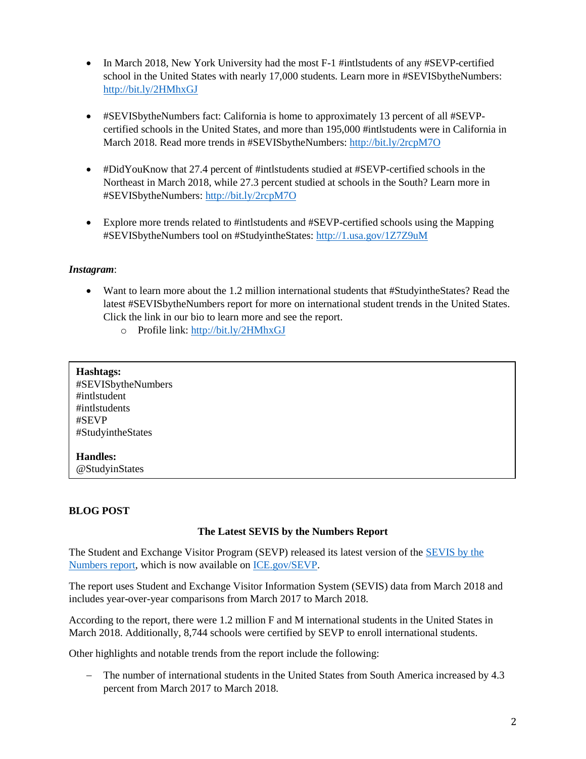- In March 2018, New York University had the most F-1 #intlstudents of any #SEVP-certified school in the United States with nearly 17,000 students. Learn more in #SEVISbytheNumbers: [http://bit.ly/2HMhxGJ](http://bit.ly/2HMhxGJ)

- #SEVISbytheNumbers fact: California is home to approximately 13 percent of all #SEVP-certified schools in the United States, and more than 195,000 #intlstudents were in California in March 2018. Read more trends in #SEVISbytheNumbers: [http://bit.ly/2rcpM7O](http://bit.ly/2rcpM7O)

- #DidYouKnow that 27.4 percent of #intlstudents studied at #SEVP-certified schools in the Northeast in March 2018, while 27.3 percent studied at schools in the South? Learn more in #SEVISbytheNumbers: [http://bit.ly/2rcpM7O](http://bit.ly/2rcpM7O)

- Explore more trends related to #intlstudents and #SEVP-certified schools using the Mapping #SEVISbytheNumbers tool on #StudyintheStates: [http://1.usa.gov/1Z7Z9uM](http://1.usa.gov/1Z7Z9uM)

***Instagram***:

- Want to learn more about the 1.2 million international students that #StudyintheStates? Read the latest #SEVISbytheNumbers report for more on international student trends in the United States. Click the link in our bio to learn more and see the report.
  - Profile link: [http://bit.ly/2HMhxGJ](http://bit.ly/2HMhxGJ)

**Hashtags:**
#SEVISbytheNumbers
#intlstudent
#intlstudents
#SEVP
#StudyintheStates

**Handles:**
@StudyinStates

**BLOG POST**

**The Latest SEVIS by the Numbers Report**

The Student and Exchange Visitor Program (SEVP) released its latest version of the [SEVIS by the Numbers report](), which is now available on [ICE.gov/SEVP]().

The report uses Student and Exchange Visitor Information System (SEVIS) data from March 2018 and includes year-over-year comparisons from March 2017 to March 2018.

According to the report, there were 1.2 million F and M international students in the United States in March 2018. Additionally, 8,744 schools were certified by SEVP to enroll international students.

Other highlights and notable trends from the report include the following:

– The number of international students in the United States from South America increased by 4.3 percent from March 2017 to March 2018.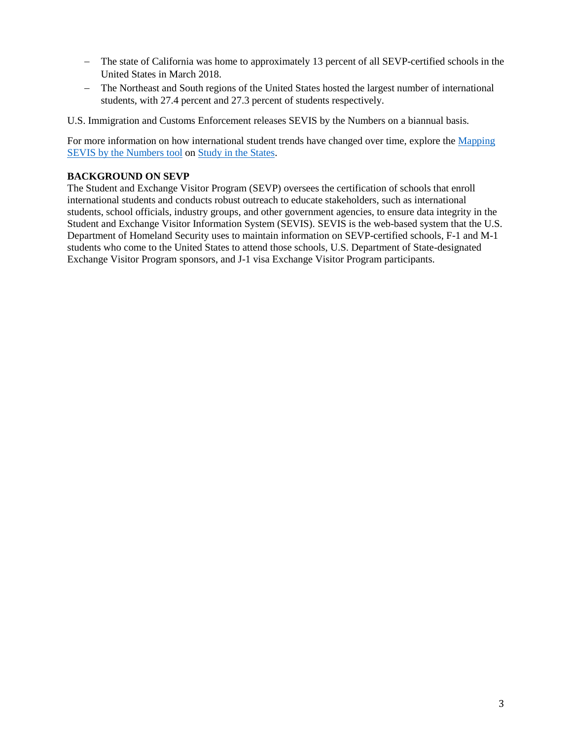- The state of California was home to approximately 13 percent of all SEVP-certified schools in the United States in March 2018.
- The Northeast and South regions of the United States hosted the largest number of international students, with 27.4 percent and 27.3 percent of students respectively.

U.S. Immigration and Customs Enforcement releases SEVIS by the Numbers on a biannual basis.

For more information on how international student trends have changed over time, explore the [Mapping SEVIS by the Numbers tool]() on [Study in the States]().

**BACKGROUND ON SEVP**

The Student and Exchange Visitor Program (SEVP) oversees the certification of schools that enroll international students and conducts robust outreach to educate stakeholders, such as international students, school officials, industry groups, and other government agencies, to ensure data integrity in the Student and Exchange Visitor Information System (SEVIS). SEVIS is the web-based system that the U.S. Department of Homeland Security uses to maintain information on SEVP-certified schools, F-1 and M-1 students who come to the United States to attend those schools, U.S. Department of State-designated Exchange Visitor Program sponsors, and J-1 visa Exchange Visitor Program participants.